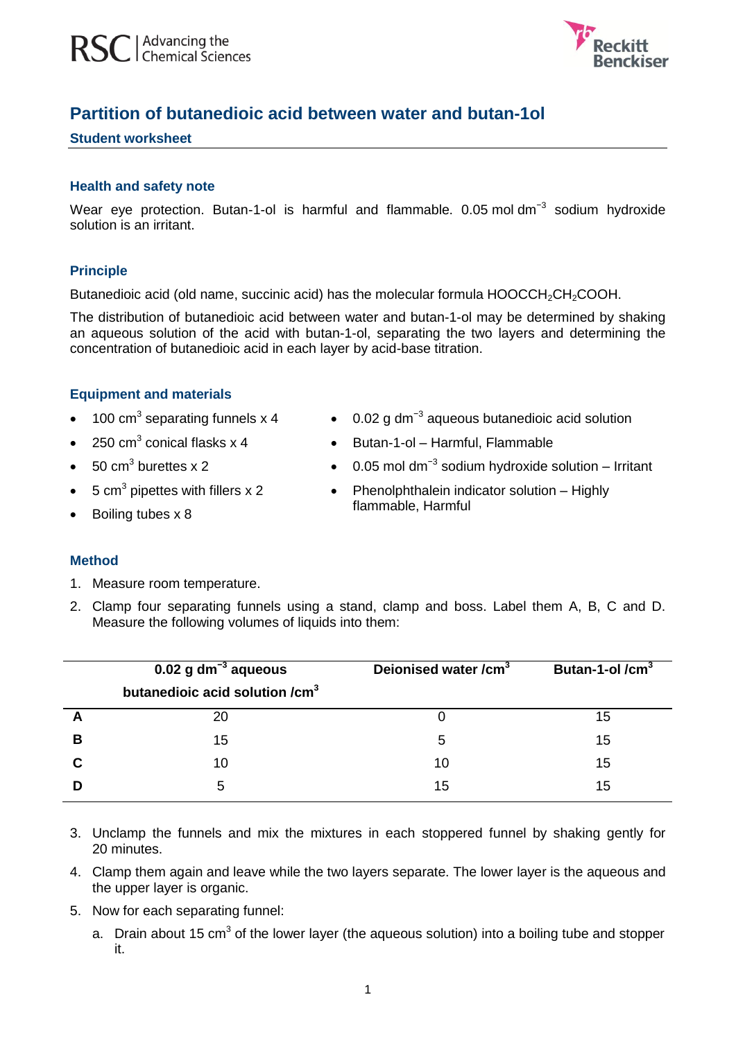# Partition of butanedioic acid between water and butan-1ol

## Student worksheet

### Health and safety note

Wear eye protection. Butan-1-ol is harmful and flammable. 0.05 mol dm$^{-3}$ sodium hydroxide solution is an irritant.

### Principle

Butanedioic acid (old name, succinic acid) has the molecular formula $HOOCCH_2CH_2COOH$.

The distribution of butanedioic acid between water and butan-1-ol may be determined by shaking an aqueous solution of the acid with butan-1-ol, separating the two layers and determining the concentration of butanedioic acid in each layer by acid-base titration.

### Equipment and materials

- 100 cm$^3$ separating funnels x 4
- 250 cm$^3$ conical flasks x 4
- 50 cm$^3$ burettes x 2
- 5 cm$^3$ pipettes with fillers x 2
- Boiling tubes x 8
- 0.02 g dm$^{-3}$ aqueous butanedioic acid solution
- Butan-1-ol – Harmful, Flammable
- 0.05 mol dm$^{-3}$ sodium hydroxide solution – Irritant
- Phenolphthalein indicator solution – Highly flammable, Harmful

### Method

1. Measure room temperature.
2. Clamp four separating funnels using a stand, clamp and boss. Label them A, B, C and D. Measure the following volumes of liquids into them:

| | 0.02 g dm$^{-3}$ aqueous butanedioic acid solution /cm$^3$ | Deionised water /cm$^3$ | Butan-1-ol /cm$^3$ |
|---|---|---|---|
| **A** | 20 | 0 | 15 |
| **B** | 15 | 5 | 15 |
| **C** | 10 | 10 | 15 |
| **D** | 5 | 15 | 15 |

3. Unclamp the funnels and mix the mixtures in each stoppered funnel by shaking gently for 20 minutes.
4. Clamp them again and leave while the two layers separate. The lower layer is the aqueous and the upper layer is organic.
5. Now for each separating funnel:
   a. Drain about 15 cm$^3$ of the lower layer (the aqueous solution) into a boiling tube and stopper it.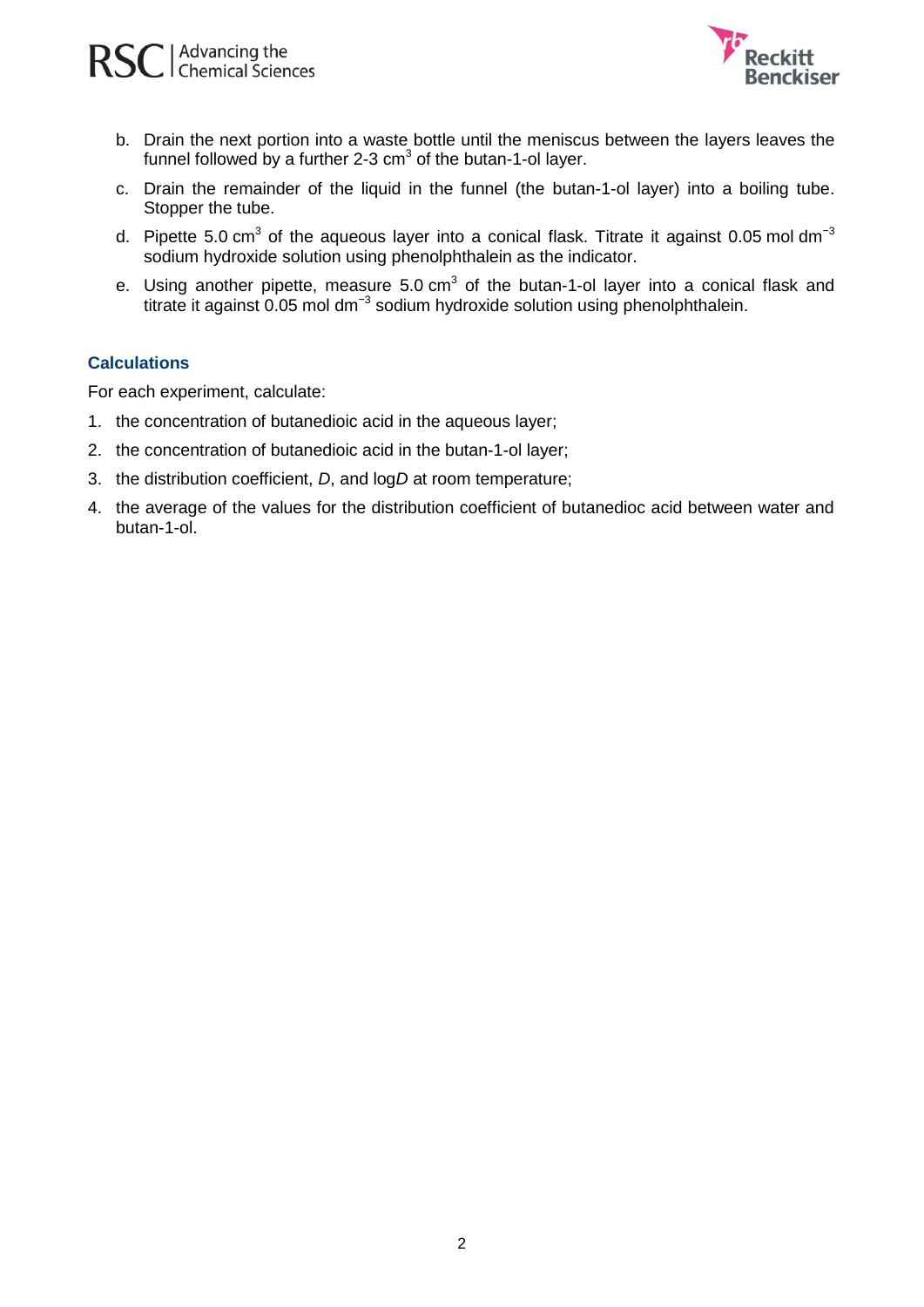b. Drain the next portion into a waste bottle until the meniscus between the layers leaves the funnel followed by a further 2-3 $cm^3$ of the butan-1-ol layer.

c. Drain the remainder of the liquid in the funnel (the butan-1-ol layer) into a boiling tube. Stopper the tube.

d. Pipette 5.0 $cm^3$ of the aqueous layer into a conical flask. Titrate it against 0.05 mol $dm^{-3}$ sodium hydroxide solution using phenolphthalein as the indicator.

e. Using another pipette, measure 5.0 $cm^3$ of the butan-1-ol layer into a conical flask and titrate it against 0.05 mol $dm^{-3}$ sodium hydroxide solution using phenolphthalein.

### Calculations

For each experiment, calculate:

1. the concentration of butanedioic acid in the aqueous layer;
2. the concentration of butanedioic acid in the butan-1-ol layer;
3. the distribution coefficient, $D$, and $\log D$ at room temperature;
4. the average of the values for the distribution coefficient of butanedioc acid between water and butan-1-ol.